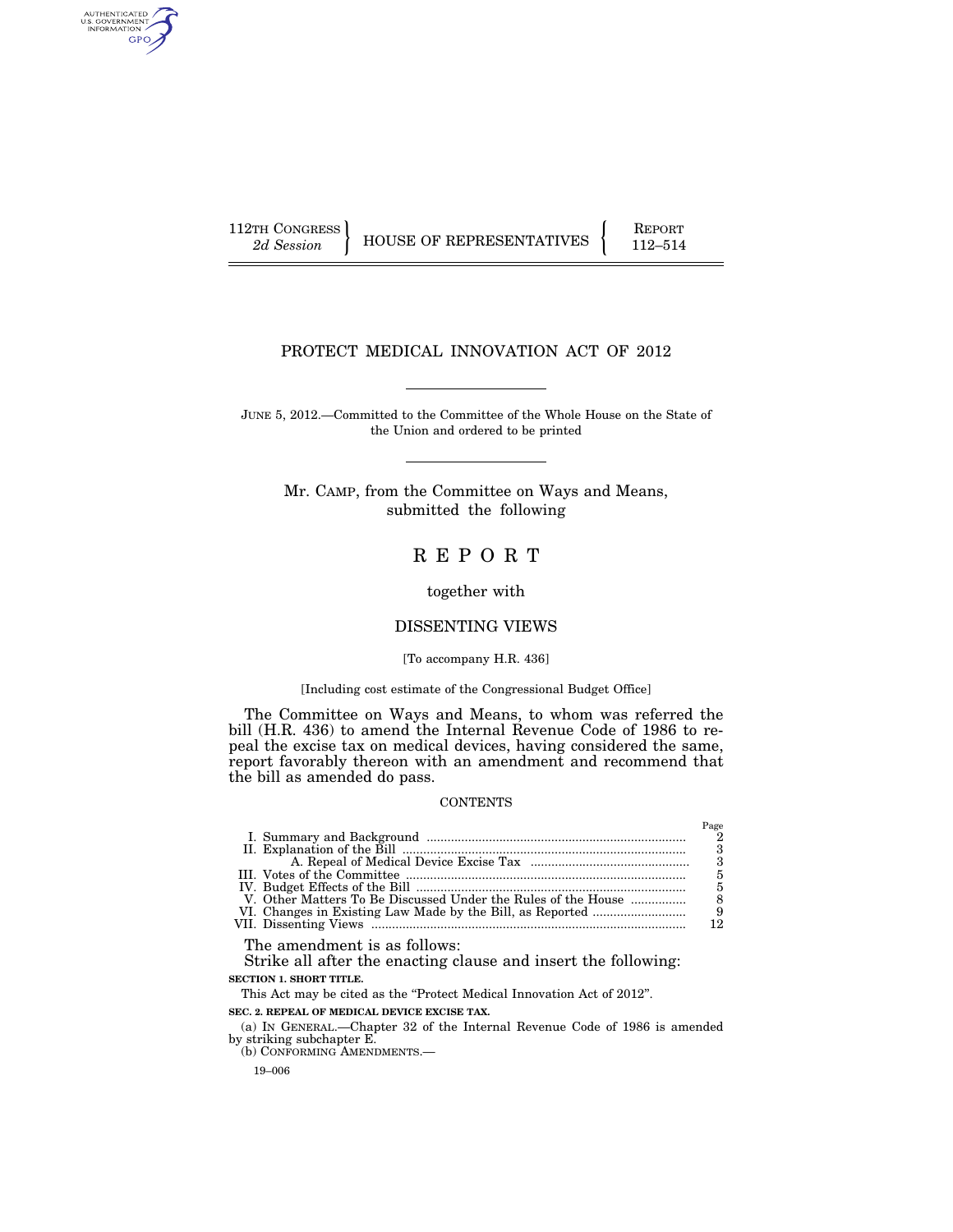112TH CONGRESS
*2d Session*

HOUSE OF REPRESENTATIVES

REPORT
112–514

# PROTECT MEDICAL INNOVATION ACT OF 2012

JUNE 5, 2012.—Committed to the Committee of the Whole House on the State of the Union and ordered to be printed

Mr. CAMP, from the Committee on Ways and Means, submitted the following

# REPORT

together with

## DISSENTING VIEWS

[To accompany H.R. 436]

[Including cost estimate of the Congressional Budget Office]

The Committee on Ways and Means, to whom was referred the bill (H.R. 436) to amend the Internal Revenue Code of 1986 to repeal the excise tax on medical devices, having considered the same, report favorably thereon with an amendment and recommend that the bill as amended do pass.

CONTENTS

| | Page |
|---|---|
| I. Summary and Background | 2 |
| II. Explanation of the Bill | 3 |
| A. Repeal of Medical Device Excise Tax | 3 |
| III. Votes of the Committee | 5 |
| IV. Budget Effects of the Bill | 5 |
| V. Other Matters To Be Discussed Under the Rules of the House | 8 |
| VI. Changes in Existing Law Made by the Bill, as Reported | 9 |
| VII. Dissenting Views | 12 |

The amendment is as follows:

Strike all after the enacting clause and insert the following:

**SECTION 1. SHORT TITLE.**

This Act may be cited as the "Protect Medical Innovation Act of 2012".

**SEC. 2. REPEAL OF MEDICAL DEVICE EXCISE TAX.**

(a) IN GENERAL.—Chapter 32 of the Internal Revenue Code of 1986 is amended by striking subchapter E.

(b) CONFORMING AMENDMENTS.—

19–006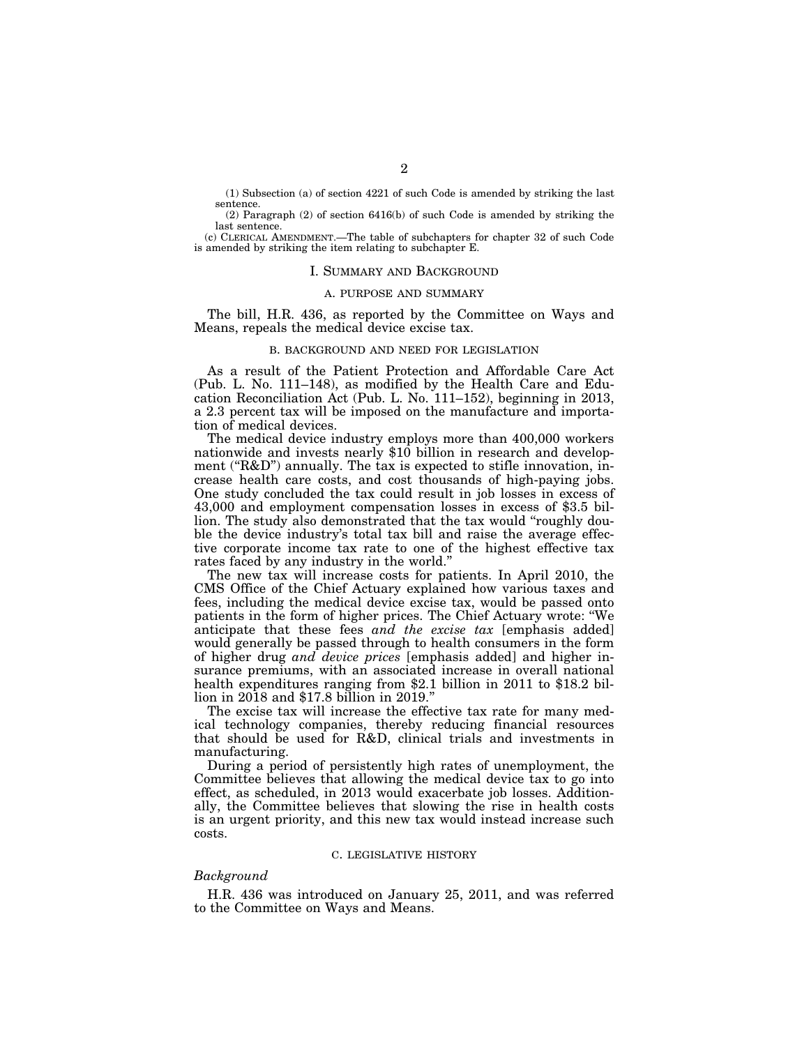(1) Subsection (a) of section 4221 of such Code is amended by striking the last sentence.

(2) Paragraph (2) of section 6416(b) of such Code is amended by striking the last sentence.

(c) CLERICAL AMENDMENT.—The table of subchapters for chapter 32 of such Code is amended by striking the item relating to subchapter E.

# I. SUMMARY AND BACKGROUND

## A. PURPOSE AND SUMMARY

The bill, H.R. 436, as reported by the Committee on Ways and Means, repeals the medical device excise tax.

## B. BACKGROUND AND NEED FOR LEGISLATION

As a result of the Patient Protection and Affordable Care Act (Pub. L. No. 111–148), as modified by the Health Care and Education Reconciliation Act (Pub. L. No. 111–152), beginning in 2013, a 2.3 percent tax will be imposed on the manufacture and importation of medical devices.

The medical device industry employs more than 400,000 workers nationwide and invests nearly $10 billion in research and development ("R&D") annually. The tax is expected to stifle innovation, increase health care costs, and cost thousands of high-paying jobs. One study concluded the tax could result in job losses in excess of 43,000 and employment compensation losses in excess of $3.5 billion. The study also demonstrated that the tax would "roughly double the device industry's total tax bill and raise the average effective corporate income tax rate to one of the highest effective tax rates faced by any industry in the world."

The new tax will increase costs for patients. In April 2010, the CMS Office of the Chief Actuary explained how various taxes and fees, including the medical device excise tax, would be passed onto patients in the form of higher prices. The Chief Actuary wrote: "We anticipate that these fees *and the excise tax* [emphasis added] would generally be passed through to health consumers in the form of higher drug *and device prices* [emphasis added] and higher insurance premiums, with an associated increase in overall national health expenditures ranging from $2.1 billion in 2011 to $18.2 billion in 2018 and $17.8 billion in 2019."

The excise tax will increase the effective tax rate for many medical technology companies, thereby reducing financial resources that should be used for R&D, clinical trials and investments in manufacturing.

During a period of persistently high rates of unemployment, the Committee believes that allowing the medical device tax to go into effect, as scheduled, in 2013 would exacerbate job losses. Additionally, the Committee believes that slowing the rise in health costs is an urgent priority, and this new tax would instead increase such costs.

## C. LEGISLATIVE HISTORY

### *Background*

H.R. 436 was introduced on January 25, 2011, and was referred to the Committee on Ways and Means.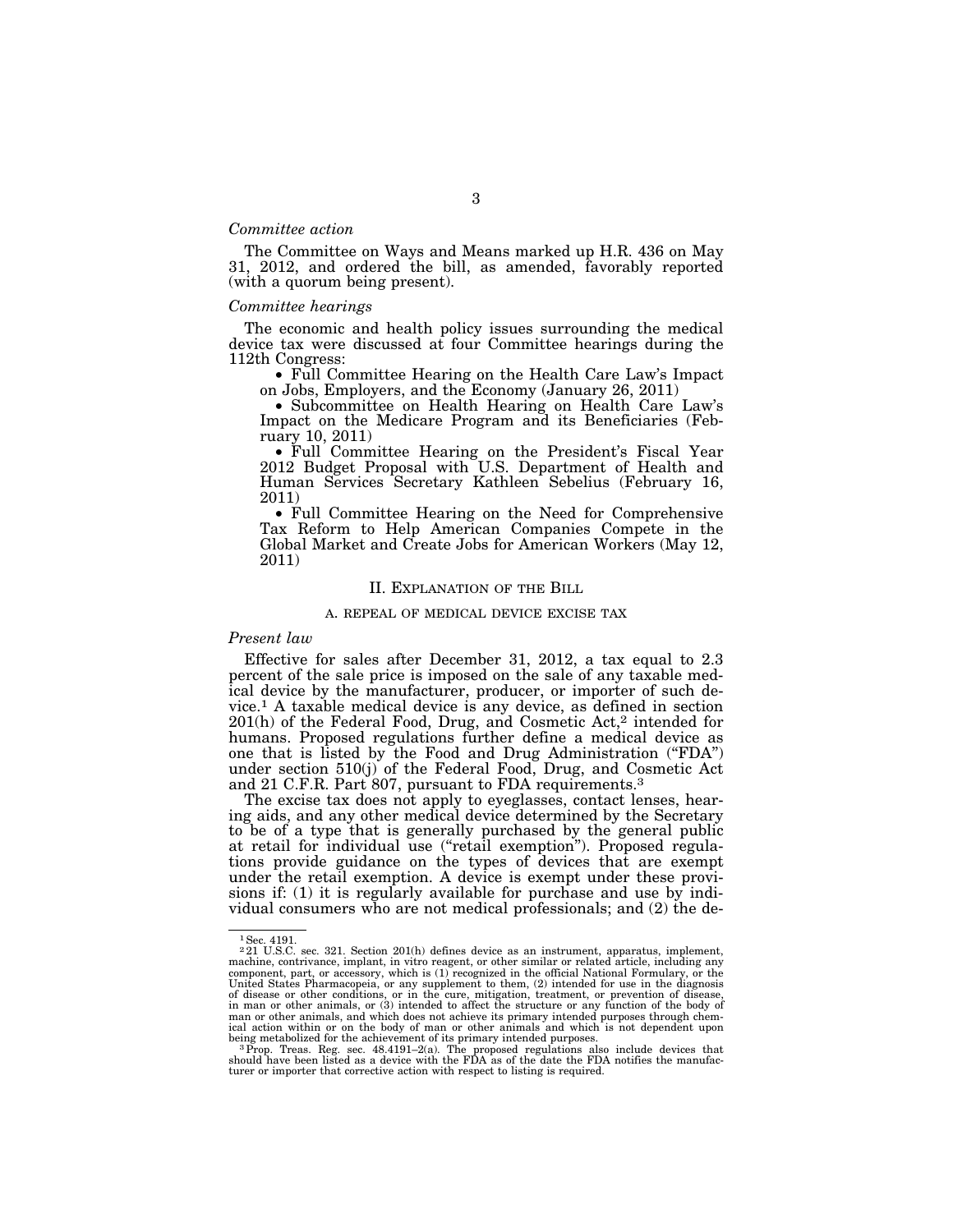*Committee action*

The Committee on Ways and Means marked up H.R. 436 on May 31, 2012, and ordered the bill, as amended, favorably reported (with a quorum being present).

*Committee hearings*

The economic and health policy issues surrounding the medical device tax were discussed at four Committee hearings during the 112th Congress:

- Full Committee Hearing on the Health Care Law's Impact on Jobs, Employers, and the Economy (January 26, 2011)
- Subcommittee on Health Hearing on Health Care Law's Impact on the Medicare Program and its Beneficiaries (February 10, 2011)
- Full Committee Hearing on the President's Fiscal Year 2012 Budget Proposal with U.S. Department of Health and Human Services Secretary Kathleen Sebelius (February 16, 2011)
- Full Committee Hearing on the Need for Comprehensive Tax Reform to Help American Companies Compete in the Global Market and Create Jobs for American Workers (May 12, 2011)

## II. Explanation of the Bill

### A. Repeal of Medical Device Excise Tax

*Present law*

Effective for sales after December 31, 2012, a tax equal to 2.3 percent of the sale price is imposed on the sale of any taxable medical device by the manufacturer, producer, or importer of such device.[1] A taxable medical device is any device, as defined in section 201(h) of the Federal Food, Drug, and Cosmetic Act,[2] intended for humans. Proposed regulations further define a medical device as one that is listed by the Food and Drug Administration ("FDA") under section 510(j) of the Federal Food, Drug, and Cosmetic Act and 21 C.F.R. Part 807, pursuant to FDA requirements.[3]

The excise tax does not apply to eyeglasses, contact lenses, hearing aids, and any other medical device determined by the Secretary to be of a type that is generally purchased by the general public at retail for individual use ("retail exemption"). Proposed regulations provide guidance on the types of devices that are exempt under the retail exemption. A device is exempt under these provisions if: (1) it is regularly available for purchase and use by individual consumers who are not medical professionals; and (2) the de-

---

[1] Sec. 4191.

[2] 21 U.S.C. sec. 321. Section 201(h) defines device as an instrument, apparatus, implement, machine, contrivance, implant, in vitro reagent, or other similar or related article, including any component, part, or accessory, which is (1) recognized in the official National Formulary, or the United States Pharmacopeia, or any supplement to them, (2) intended for use in the diagnosis of disease or other conditions, or in the cure, mitigation, treatment, or prevention of disease, in man or other animals, or (3) intended to affect the structure or any function of the body of man or other animals, and which does not achieve its primary intended purposes through chemical action within or on the body of man or other animals and which is not dependent upon being metabolized for the achievement of its primary intended purposes.

[3] Prop. Treas. Reg. sec. 48.4191–2(a). The proposed regulations also include devices that should have been listed as a device with the FDA as of the date the FDA notifies the manufacturer or importer that corrective action with respect to listing is required.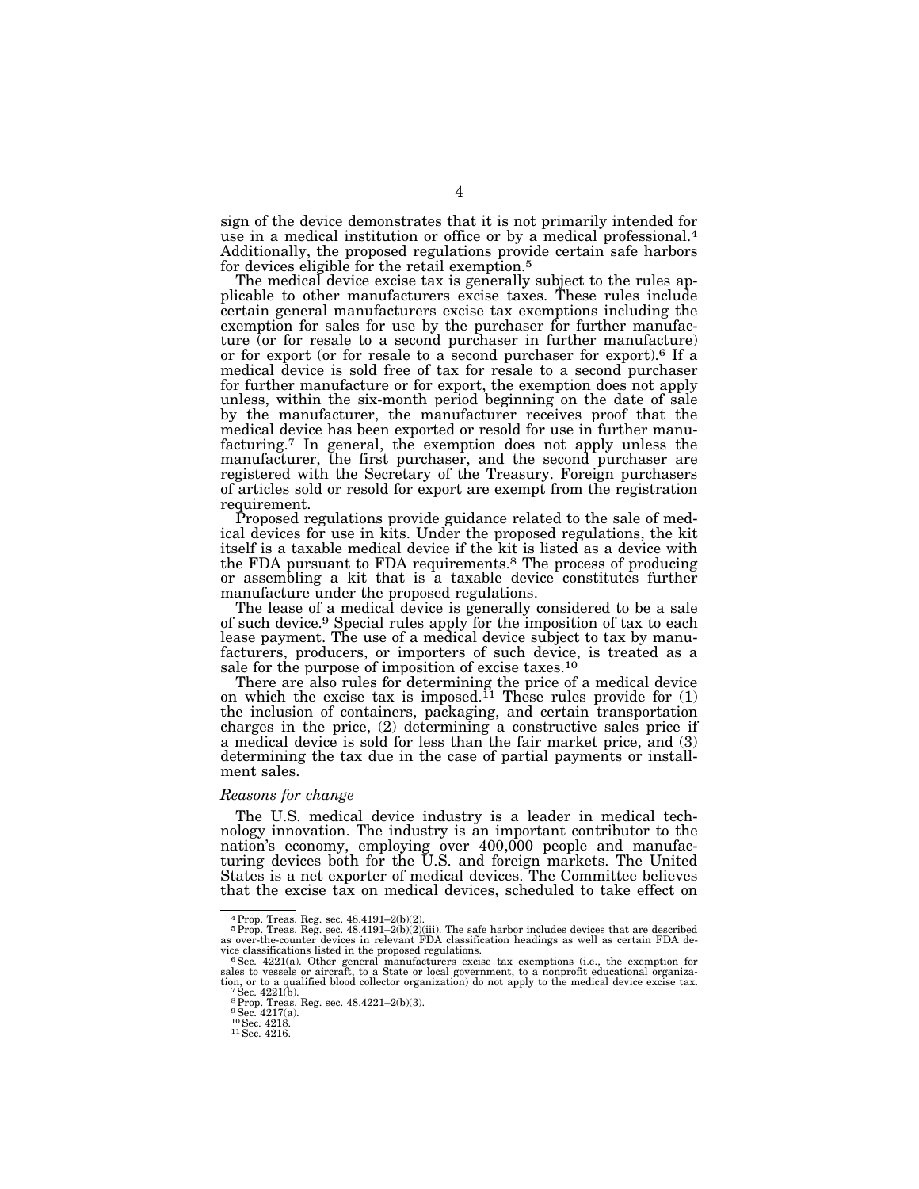sign of the device demonstrates that it is not primarily intended for use in a medical institution or office or by a medical professional.[4] Additionally, the proposed regulations provide certain safe harbors for devices eligible for the retail exemption.[5]

The medical device excise tax is generally subject to the rules applicable to other manufacturers excise taxes. These rules include certain general manufacturers excise tax exemptions including the exemption for sales for use by the purchaser for further manufacture (or for resale to a second purchaser in further manufacture) or for export (or for resale to a second purchaser for export).[6] If a medical device is sold free of tax for resale to a second purchaser for further manufacture or for export, the exemption does not apply unless, within the six-month period beginning on the date of sale by the manufacturer, the manufacturer receives proof that the medical device has been exported or resold for use in further manufacturing.[7] In general, the exemption does not apply unless the manufacturer, the first purchaser, and the second purchaser are registered with the Secretary of the Treasury. Foreign purchasers of articles sold or resold for export are exempt from the registration requirement.

Proposed regulations provide guidance related to the sale of medical devices for use in kits. Under the proposed regulations, the kit itself is a taxable medical device if the kit is listed as a device with the FDA pursuant to FDA requirements.[8] The process of producing or assembling a kit that is a taxable device constitutes further manufacture under the proposed regulations.

The lease of a medical device is generally considered to be a sale of such device.[9] Special rules apply for the imposition of tax to each lease payment. The use of a medical device subject to tax by manufacturers, producers, or importers of such device, is treated as a sale for the purpose of imposition of excise taxes.[10]

There are also rules for determining the price of a medical device on which the excise tax is imposed.[11] These rules provide for (1) the inclusion of containers, packaging, and certain transportation charges in the price, (2) determining a constructive sales price if a medical device is sold for less than the fair market price, and (3) determining the tax due in the case of partial payments or installment sales.

*Reasons for change*

The U.S. medical device industry is a leader in medical technology innovation. The industry is an important contributor to the nation's economy, employing over 400,000 people and manufacturing devices both for the U.S. and foreign markets. The United States is a net exporter of medical devices. The Committee believes that the excise tax on medical devices, scheduled to take effect on

---

[4] Prop. Treas. Reg. sec. 48.4191–2(b)(2).

[5] Prop. Treas. Reg. sec. 48.4191–2(b)(2)(iii). The safe harbor includes devices that are described as over-the-counter devices in relevant FDA classification headings as well as certain FDA device classifications listed in the proposed regulations.

[6] Sec. 4221(a). Other general manufacturers excise tax exemptions (i.e., the exemption for sales to vessels or aircraft, to a State or local government, to a nonprofit educational organization, or to a qualified blood collector organization) do not apply to the medical device excise tax.

[7] Sec. 4221(b).

[8] Prop. Treas. Reg. sec. 48.4221–2(b)(3).

[9] Sec. 4217(a).

[10] Sec. 4218.

[11] Sec. 4216.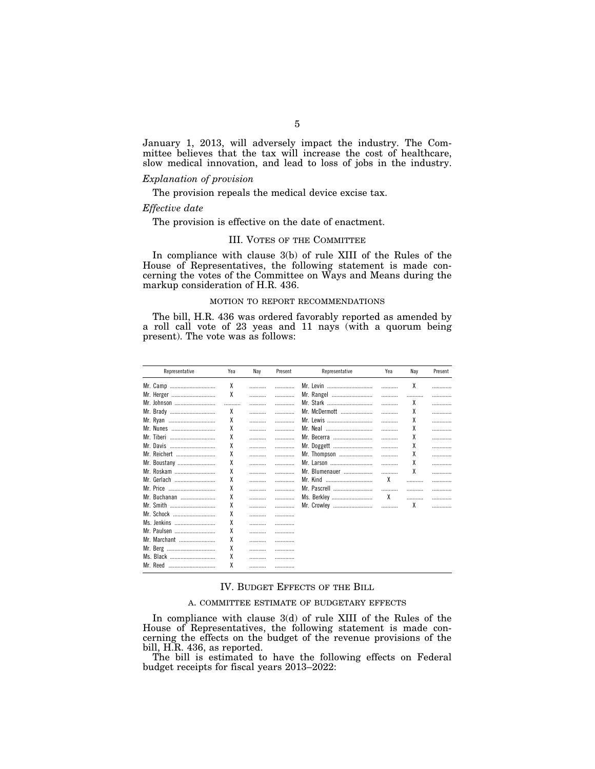January 1, 2013, will adversely impact the industry. The Committee believes that the tax will increase the cost of healthcare, slow medical innovation, and lead to loss of jobs in the industry.

*Explanation of provision*

The provision repeals the medical device excise tax.

*Effective date*

The provision is effective on the date of enactment.

## III. VOTES OF THE COMMITTEE

In compliance with clause 3(b) of rule XIII of the Rules of the House of Representatives, the following statement is made concerning the votes of the Committee on Ways and Means during the markup consideration of H.R. 436.

### MOTION TO REPORT RECOMMENDATIONS

The bill, H.R. 436 was ordered favorably reported as amended by a roll call vote of 23 yeas and 11 nays (with a quorum being present). The vote was as follows:

| Representative | Yea | Nay | Present | Representative | Yea | Nay | Present |
|---|---|---|---|---|---|---|---|
| Mr. Camp | X | | | Mr. Levin | | X | |
| Mr. Herger | X | | | Mr. Rangel | | | |
| Mr. Johnson | | | | Mr. Stark | | X | |
| Mr. Brady | X | | | Mr. McDermott | | X | |
| Mr. Ryan | X | | | Mr. Lewis | | X | |
| Mr. Nunes | X | | | Mr. Neal | | X | |
| Mr. Tiberi | X | | | Mr. Becerra | | X | |
| Mr. Davis | X | | | Mr. Doggett | | X | |
| Mr. Reichert | X | | | Mr. Thompson | | X | |
| Mr. Boustany | X | | | Mr. Larson | | X | |
| Mr. Roskam | X | | | Mr. Blumenauer | | X | |
| Mr. Gerlach | X | | | Mr. Kind | X | | |
| Mr. Price | X | | | Mr. Pascrell | | | |
| Mr. Buchanan | X | | | Ms. Berkley | X | | |
| Mr. Smith | X | | | Mr. Crowley | | X | |
| Mr. Schock | X | | | | | | |
| Ms. Jenkins | X | | | | | | |
| Mr. Paulsen | X | | | | | | |
| Mr. Marchant | X | | | | | | |
| Mr. Berg | X | | | | | | |
| Ms. Black | X | | | | | | |
| Mr. Reed | X | | | | | | |

## IV. BUDGET EFFECTS OF THE BILL

### A. COMMITTEE ESTIMATE OF BUDGETARY EFFECTS

In compliance with clause 3(d) of rule XIII of the Rules of the House of Representatives, the following statement is made concerning the effects on the budget of the revenue provisions of the bill, H.R. 436, as reported.

The bill is estimated to have the following effects on Federal budget receipts for fiscal years 2013–2022: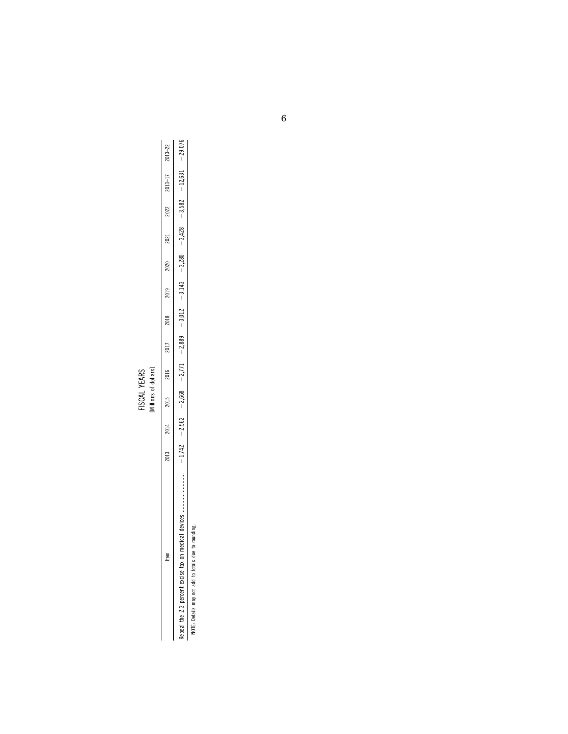FISCAL YEARS

[Millions of dollars]

| Item | 2013 | 2014 | 2015 | 2016 | 2017 | 2018 | 2019 | 2020 | 2021 | 2022 | 2013–17 | 2013–22 |
|---|---|---|---|---|---|---|---|---|---|---|---|---|
| Repeal the 2.3 percent excise tax on medical devices | −1,742 | −2,562 | −2,668 | −2,771 | −2,889 | −3,012 | −3,143 | −3,280 | −3,428 | −3,582 | −12,631 | −29,076 |

NOTE: Details may not add to totals due to rounding.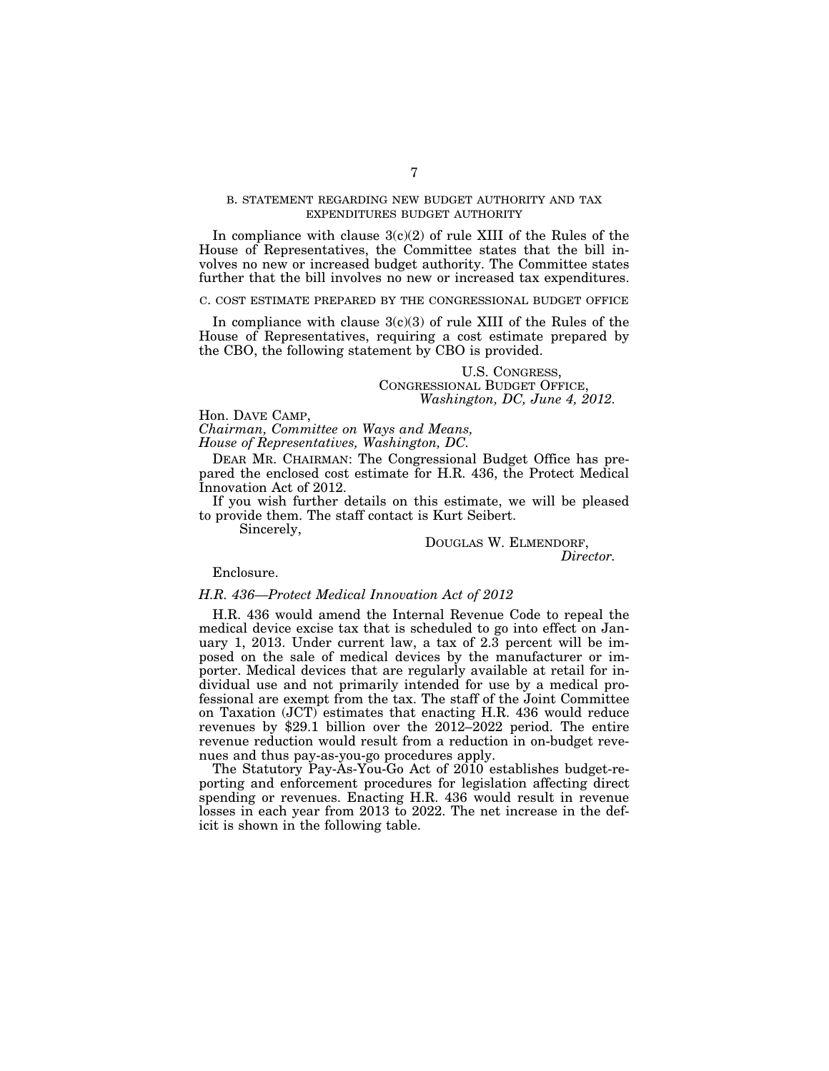### B. STATEMENT REGARDING NEW BUDGET AUTHORITY AND TAX EXPENDITURES BUDGET AUTHORITY

In compliance with clause 3(c)(2) of rule XIII of the Rules of the House of Representatives, the Committee states that the bill involves no new or increased budget authority. The Committee states further that the bill involves no new or increased tax expenditures.

### C. COST ESTIMATE PREPARED BY THE CONGRESSIONAL BUDGET OFFICE

In compliance with clause 3(c)(3) of rule XIII of the Rules of the House of Representatives, requiring a cost estimate prepared by the CBO, the following statement by CBO is provided.

U.S. CONGRESS,
CONGRESSIONAL BUDGET OFFICE,
*Washington, DC, June 4, 2012.*

Hon. DAVE CAMP,
*Chairman, Committee on Ways and Means,*
*House of Representatives, Washington, DC.*

DEAR MR. CHAIRMAN: The Congressional Budget Office has prepared the enclosed cost estimate for H.R. 436, the Protect Medical Innovation Act of 2012.

If you wish further details on this estimate, we will be pleased to provide them. The staff contact is Kurt Seibert.

Sincerely,

DOUGLAS W. ELMENDORF,
*Director.*

Enclosure.

*H.R. 436—Protect Medical Innovation Act of 2012*

H.R. 436 would amend the Internal Revenue Code to repeal the medical device excise tax that is scheduled to go into effect on January 1, 2013. Under current law, a tax of 2.3 percent will be imposed on the sale of medical devices by the manufacturer or importer. Medical devices that are regularly available at retail for individual use and not primarily intended for use by a medical professional are exempt from the tax. The staff of the Joint Committee on Taxation (JCT) estimates that enacting H.R. 436 would reduce revenues by $29.1 billion over the 2012–2022 period. The entire revenue reduction would result from a reduction in on-budget revenues and thus pay-as-you-go procedures apply.

The Statutory Pay-As-You-Go Act of 2010 establishes budget-reporting and enforcement procedures for legislation affecting direct spending or revenues. Enacting H.R. 436 would result in revenue losses in each year from 2013 to 2022. The net increase in the deficit is shown in the following table.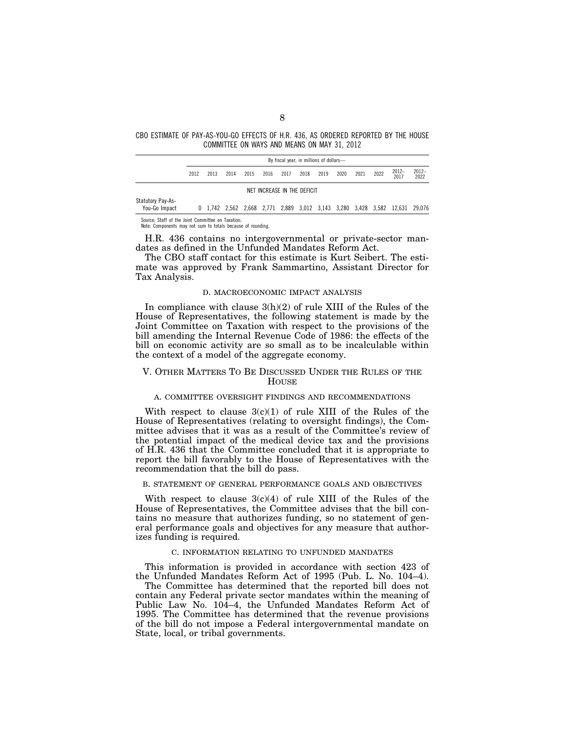CBO ESTIMATE OF PAY-AS-YOU-GO EFFECTS OF H.R. 436, AS ORDERED REPORTED BY THE HOUSE COMMITTEE ON WAYS AND MEANS ON MAY 31, 2012

| | By fiscal year, in millions of dollars— | | | | | | | | | | | | |
|---|---|---|---|---|---|---|---|---|---|---|---|---|---|
| | 2012 | 2013 | 2014 | 2015 | 2016 | 2017 | 2018 | 2019 | 2020 | 2021 | 2022 | 2012–2017 | 2012–2022 |
| | NET INCREASE IN THE DEFICIT | | | | | | | | | | | | |
| Statutory Pay-As-You-Go Impact | 0 | 1,742 | 2,562 | 2,668 | 2,771 | 2,889 | 3,012 | 3,143 | 3,280 | 3,428 | 3,582 | 12,631 | 29,076 |

Source: Staff of the Joint Committee on Taxation.
Note: Components may not sum to totals because of rounding.

H.R. 436 contains no intergovernmental or private-sector mandates as defined in the Unfunded Mandates Reform Act.

The CBO staff contact for this estimate is Kurt Seibert. The estimate was approved by Frank Sammartino, Assistant Director for Tax Analysis.

### D. MACROECONOMIC IMPACT ANALYSIS

In compliance with clause 3(h)(2) of rule XIII of the Rules of the House of Representatives, the following statement is made by the Joint Committee on Taxation with respect to the provisions of the bill amending the Internal Revenue Code of 1986: the effects of the bill on economic activity are so small as to be incalculable within the context of a model of the aggregate economy.

## V. OTHER MATTERS TO BE DISCUSSED UNDER THE RULES OF THE HOUSE

### A. COMMITTEE OVERSIGHT FINDINGS AND RECOMMENDATIONS

With respect to clause 3(c)(1) of rule XIII of the Rules of the House of Representatives (relating to oversight findings), the Committee advises that it was as a result of the Committee's review of the potential impact of the medical device tax and the provisions of H.R. 436 that the Committee concluded that it is appropriate to report the bill favorably to the House of Representatives with the recommendation that the bill do pass.

### B. STATEMENT OF GENERAL PERFORMANCE GOALS AND OBJECTIVES

With respect to clause 3(c)(4) of rule XIII of the Rules of the House of Representatives, the Committee advises that the bill contains no measure that authorizes funding, so no statement of general performance goals and objectives for any measure that authorizes funding is required.

### C. INFORMATION RELATING TO UNFUNDED MANDATES

This information is provided in accordance with section 423 of the Unfunded Mandates Reform Act of 1995 (Pub. L. No. 104–4).

The Committee has determined that the reported bill does not contain any Federal private sector mandates within the meaning of Public Law No. 104–4, the Unfunded Mandates Reform Act of 1995. The Committee has determined that the revenue provisions of the bill do not impose a Federal intergovernmental mandate on State, local, or tribal governments.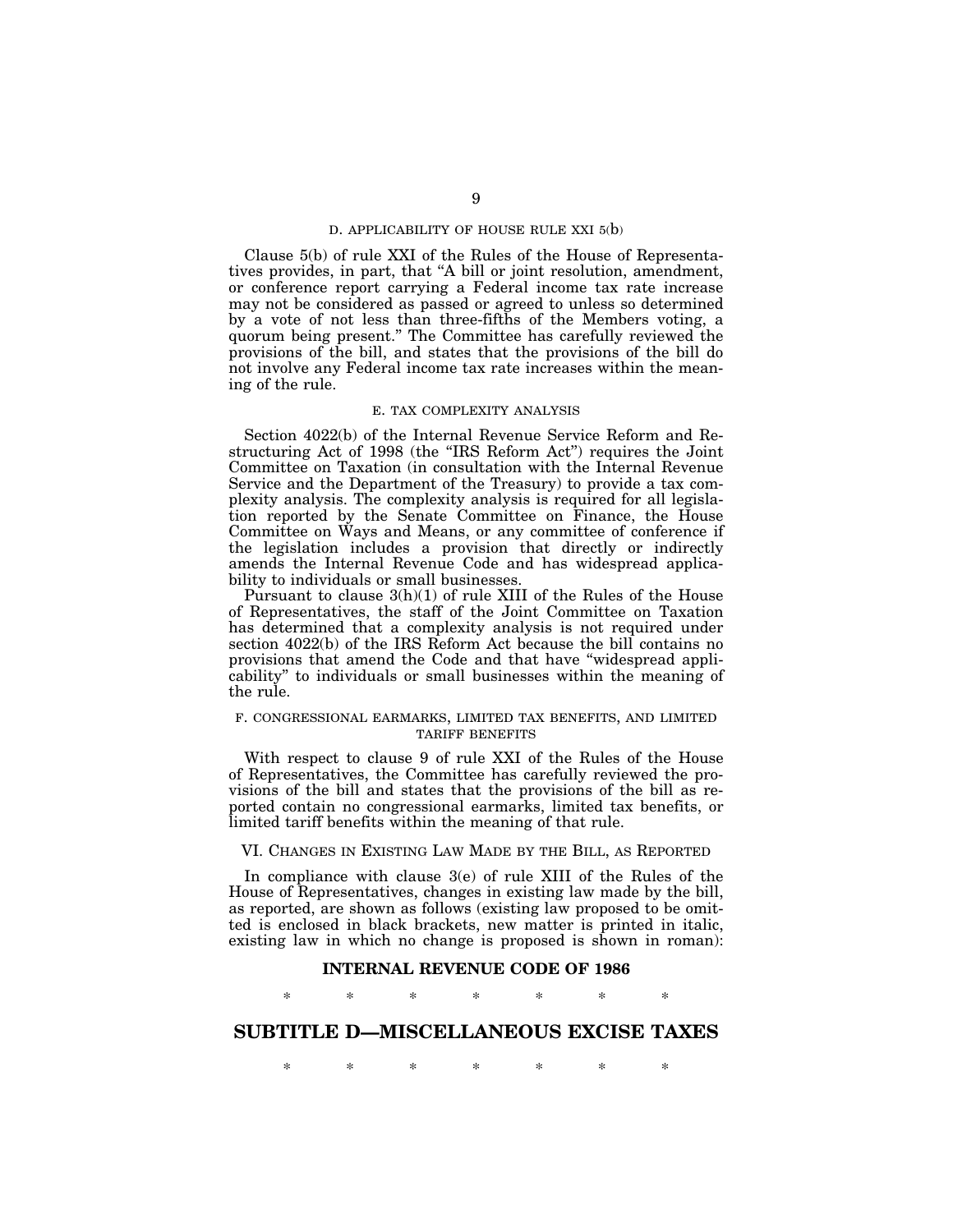### D. APPLICABILITY OF HOUSE RULE XXI 5(b)

Clause 5(b) of rule XXI of the Rules of the House of Representatives provides, in part, that "A bill or joint resolution, amendment, or conference report carrying a Federal income tax rate increase may not be considered as passed or agreed to unless so determined by a vote of not less than three-fifths of the Members voting, a quorum being present." The Committee has carefully reviewed the provisions of the bill, and states that the provisions of the bill do not involve any Federal income tax rate increases within the meaning of the rule.

### E. TAX COMPLEXITY ANALYSIS

Section 4022(b) of the Internal Revenue Service Reform and Restructuring Act of 1998 (the "IRS Reform Act") requires the Joint Committee on Taxation (in consultation with the Internal Revenue Service and the Department of the Treasury) to provide a tax complexity analysis. The complexity analysis is required for all legislation reported by the Senate Committee on Finance, the House Committee on Ways and Means, or any committee of conference if the legislation includes a provision that directly or indirectly amends the Internal Revenue Code and has widespread applicability to individuals or small businesses.

Pursuant to clause 3(h)(1) of rule XIII of the Rules of the House of Representatives, the staff of the Joint Committee on Taxation has determined that a complexity analysis is not required under section 4022(b) of the IRS Reform Act because the bill contains no provisions that amend the Code and that have "widespread applicability" to individuals or small businesses within the meaning of the rule.

### F. CONGRESSIONAL EARMARKS, LIMITED TAX BENEFITS, AND LIMITED TARIFF BENEFITS

With respect to clause 9 of rule XXI of the Rules of the House of Representatives, the Committee has carefully reviewed the provisions of the bill and states that the provisions of the bill as reported contain no congressional earmarks, limited tax benefits, or limited tariff benefits within the meaning of that rule.

## VI. CHANGES IN EXISTING LAW MADE BY THE BILL, AS REPORTED

In compliance with clause 3(e) of rule XIII of the Rules of the House of Representatives, changes in existing law made by the bill, as reported, are shown as follows (existing law proposed to be omitted is enclosed in black brackets, new matter is printed in italic, existing law in which no change is proposed is shown in roman):

**INTERNAL REVENUE CODE OF 1986**

\* \* \* \* \* \* \*

## SUBTITLE D—MISCELLANEOUS EXCISE TAXES

\* \* \* \* \* \* \*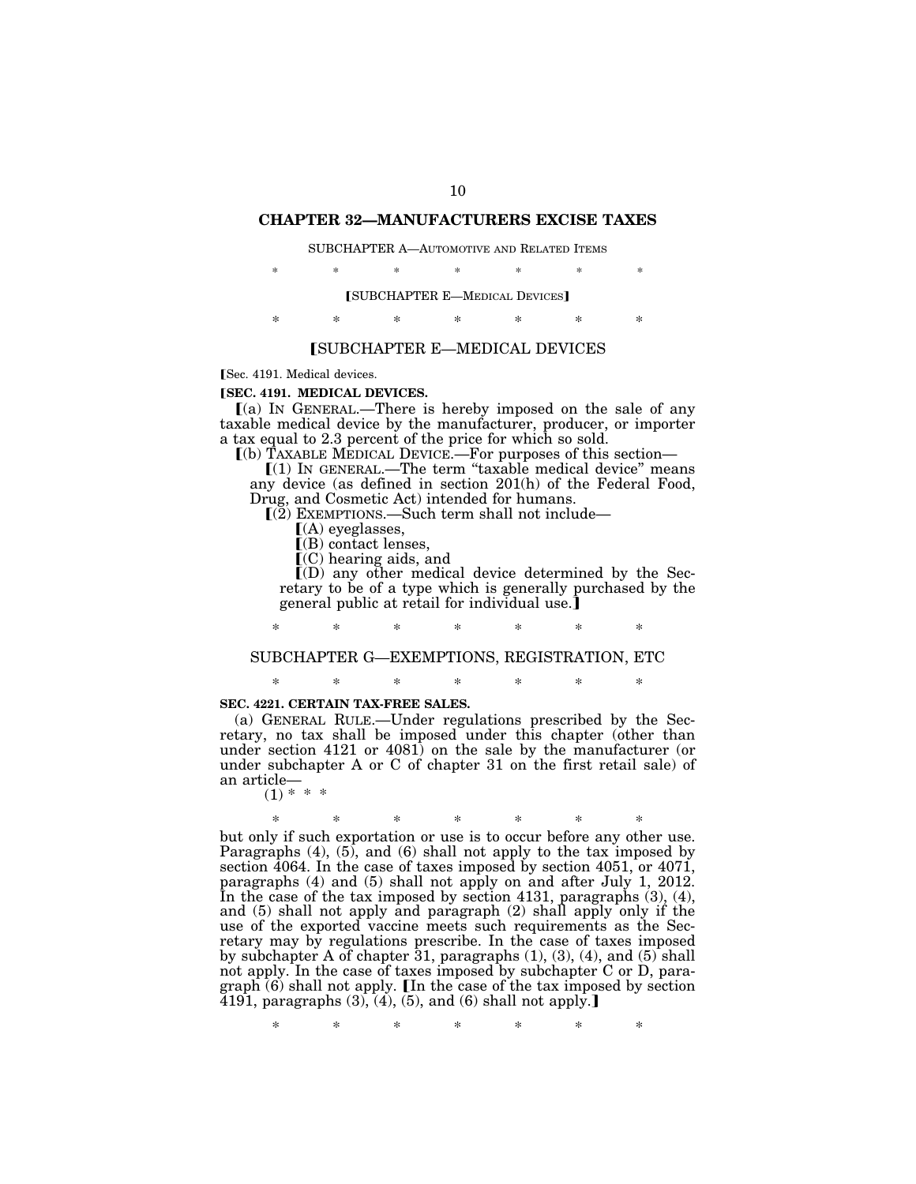## CHAPTER 32—MANUFACTURERS EXCISE TAXES

SUBCHAPTER A—AUTOMOTIVE AND RELATED ITEMS

\* \* \* \* \* \* \*

[SUBCHAPTER E—MEDICAL DEVICES]

\* \* \* \* \* \* \*

### [SUBCHAPTER E—MEDICAL DEVICES

[Sec. 4191. Medical devices.

**[SEC. 4191. MEDICAL DEVICES.**

[(a) IN GENERAL.—There is hereby imposed on the sale of any taxable medical device by the manufacturer, producer, or importer a tax equal to 2.3 percent of the price for which so sold.

[(b) TAXABLE MEDICAL DEVICE.—For purposes of this section—

[(1) IN GENERAL.—The term "taxable medical device" means any device (as defined in section 201(h) of the Federal Food, Drug, and Cosmetic Act) intended for humans.

[(2) EXEMPTIONS.—Such term shall not include—

[(A) eyeglasses,

[(B) contact lenses,

[(C) hearing aids, and

[(D) any other medical device determined by the Secretary to be of a type which is generally purchased by the general public at retail for individual use.]

\* \* \* \* \* \* \*

SUBCHAPTER G—EXEMPTIONS, REGISTRATION, ETC

\* \* \* \* \* \* \*

**SEC. 4221. CERTAIN TAX-FREE SALES.**

(a) GENERAL RULE.—Under regulations prescribed by the Secretary, no tax shall be imposed under this chapter (other than under section 4121 or 4081) on the sale by the manufacturer (or under subchapter A or C of chapter 31 on the first retail sale) of an article—

(1) \* \* \*

\* \* \* \* \* \* \*

but only if such exportation or use is to occur before any other use. Paragraphs (4), (5), and (6) shall not apply to the tax imposed by section 4064. In the case of taxes imposed by section 4051, or 4071, paragraphs (4) and (5) shall not apply on and after July 1, 2012. In the case of the tax imposed by section 4131, paragraphs (3), (4), and (5) shall not apply and paragraph (2) shall apply only if the use of the exported vaccine meets such requirements as the Secretary may by regulations prescribe. In the case of taxes imposed by subchapter A of chapter 31, paragraphs (1), (3), (4), and (5) shall not apply. In the case of taxes imposed by subchapter C or D, paragraph (6) shall not apply. [In the case of the tax imposed by section 4191, paragraphs (3), (4), (5), and (6) shall not apply.]

\* \* \* \* \* \* \*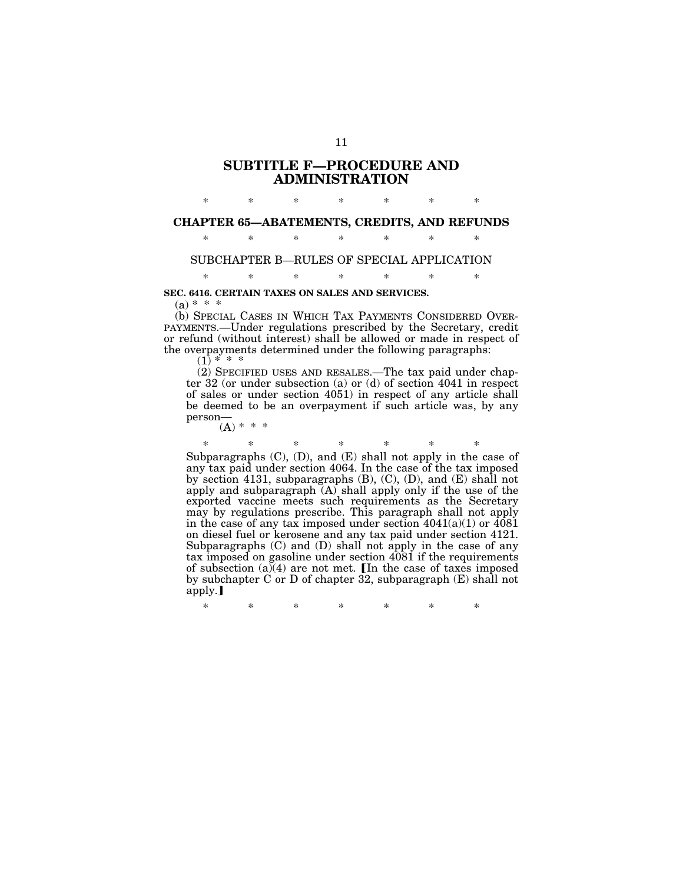# SUBTITLE F—PROCEDURE AND ADMINISTRATION

\* \* \* \* \* \* \*

## CHAPTER 65—ABATEMENTS, CREDITS, AND REFUNDS

\* \* \* \* \* \* \*

### SUBCHAPTER B—RULES OF SPECIAL APPLICATION

\* \* \* \* \* \* \*

**SEC. 6416. CERTAIN TAXES ON SALES AND SERVICES.**

(a) \* \* \*

(b) SPECIAL CASES IN WHICH TAX PAYMENTS CONSIDERED OVERPAYMENTS.—Under regulations prescribed by the Secretary, credit or refund (without interest) shall be allowed or made in respect of the overpayments determined under the following paragraphs:

(1) \* \* \*

(2) SPECIFIED USES AND RESALES.—The tax paid under chapter 32 (or under subsection (a) or (d) of section 4041 in respect of sales or under section 4051) in respect of any article shall be deemed to be an overpayment if such article was, by any person—

(A) \* \* \*

\* \* \* \* \* \* \*

Subparagraphs (C), (D), and (E) shall not apply in the case of any tax paid under section 4064. In the case of the tax imposed by section 4131, subparagraphs (B), (C), (D), and (E) shall not apply and subparagraph (A) shall apply only if the use of the exported vaccine meets such requirements as the Secretary may by regulations prescribe. This paragraph shall not apply in the case of any tax imposed under section 4041(a)(1) or 4081 on diesel fuel or kerosene and any tax paid under section 4121. Subparagraphs (C) and (D) shall not apply in the case of any tax imposed on gasoline under section 4081 if the requirements of subsection (a)(4) are not met. ⟦In the case of taxes imposed by subchapter C or D of chapter 32, subparagraph (E) shall not apply.⟧

\* \* \* \* \* \* \*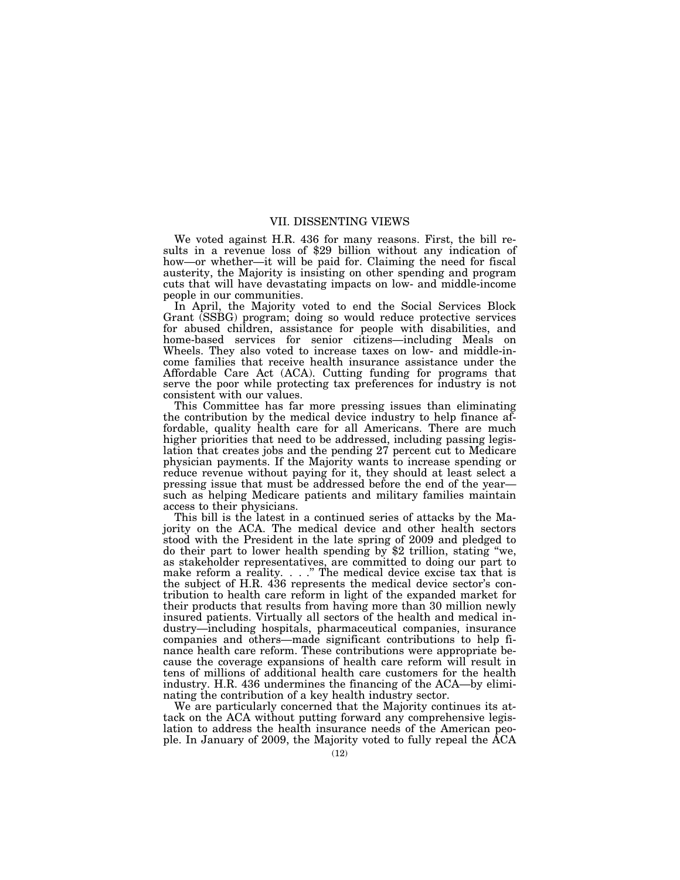## VII. DISSENTING VIEWS

We voted against H.R. 436 for many reasons. First, the bill results in a revenue loss of $29 billion without any indication of how—or whether—it will be paid for. Claiming the need for fiscal austerity, the Majority is insisting on other spending and program cuts that will have devastating impacts on low- and middle-income people in our communities.

In April, the Majority voted to end the Social Services Block Grant (SSBG) program; doing so would reduce protective services for abused children, assistance for people with disabilities, and home-based services for senior citizens—including Meals on Wheels. They also voted to increase taxes on low- and middle-income families that receive health insurance assistance under the Affordable Care Act (ACA). Cutting funding for programs that serve the poor while protecting tax preferences for industry is not consistent with our values.

This Committee has far more pressing issues than eliminating the contribution by the medical device industry to help finance affordable, quality health care for all Americans. There are much higher priorities that need to be addressed, including passing legislation that creates jobs and the pending 27 percent cut to Medicare physician payments. If the Majority wants to increase spending or reduce revenue without paying for it, they should at least select a pressing issue that must be addressed before the end of the year—such as helping Medicare patients and military families maintain access to their physicians.

This bill is the latest in a continued series of attacks by the Majority on the ACA. The medical device and other health sectors stood with the President in the late spring of 2009 and pledged to do their part to lower health spending by $2 trillion, stating "we, as stakeholder representatives, are committed to doing our part to make reform a reality. . . ." The medical device excise tax that is the subject of H.R. 436 represents the medical device sector's contribution to health care reform in light of the expanded market for their products that results from having more than 30 million newly insured patients. Virtually all sectors of the health and medical industry—including hospitals, pharmaceutical companies, insurance companies and others—made significant contributions to help finance health care reform. These contributions were appropriate because the coverage expansions of health care reform will result in tens of millions of additional health care customers for the health industry. H.R. 436 undermines the financing of the ACA—by eliminating the contribution of a key health industry sector.

We are particularly concerned that the Majority continues its attack on the ACA without putting forward any comprehensive legislation to address the health insurance needs of the American people. In January of 2009, the Majority voted to fully repeal the ACA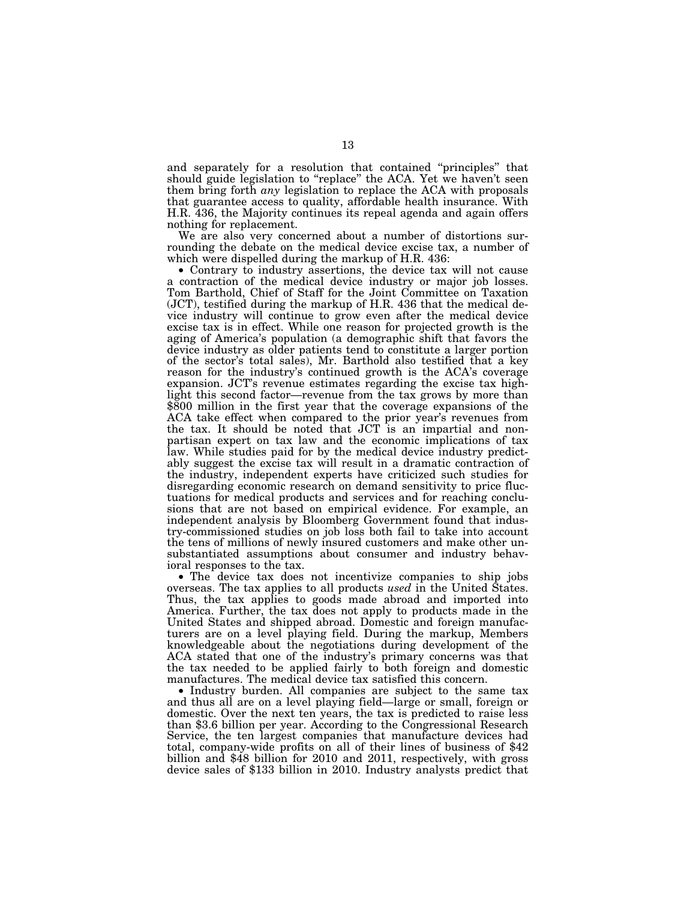and separately for a resolution that contained "principles" that should guide legislation to "replace" the ACA. Yet we haven't seen them bring forth *any* legislation to replace the ACA with proposals that guarantee access to quality, affordable health insurance. With H.R. 436, the Majority continues its repeal agenda and again offers nothing for replacement.

We are also very concerned about a number of distortions surrounding the debate on the medical device excise tax, a number of which were dispelled during the markup of H.R. 436:

- Contrary to industry assertions, the device tax will not cause a contraction of the medical device industry or major job losses. Tom Barthold, Chief of Staff for the Joint Committee on Taxation (JCT), testified during the markup of H.R. 436 that the medical device industry will continue to grow even after the medical device excise tax is in effect. While one reason for projected growth is the aging of America's population (a demographic shift that favors the device industry as older patients tend to constitute a larger portion of the sector's total sales), Mr. Barthold also testified that a key reason for the industry's continued growth is the ACA's coverage expansion. JCT's revenue estimates regarding the excise tax highlight this second factor—revenue from the tax grows by more than $800 million in the first year that the coverage expansions of the ACA take effect when compared to the prior year's revenues from the tax. It should be noted that JCT is an impartial and nonpartisan expert on tax law and the economic implications of tax law. While studies paid for by the medical device industry predictably suggest the excise tax will result in a dramatic contraction of the industry, independent experts have criticized such studies for disregarding economic research on demand sensitivity to price fluctuations for medical products and services and for reaching conclusions that are not based on empirical evidence. For example, an independent analysis by Bloomberg Government found that industry-commissioned studies on job loss both fail to take into account the tens of millions of newly insured customers and make other unsubstantiated assumptions about consumer and industry behavioral responses to the tax.
- The device tax does not incentivize companies to ship jobs overseas. The tax applies to all products *used* in the United States. Thus, the tax applies to goods made abroad and imported into America. Further, the tax does not apply to products made in the United States and shipped abroad. Domestic and foreign manufacturers are on a level playing field. During the markup, Members knowledgeable about the negotiations during development of the ACA stated that one of the industry's primary concerns was that the tax needed to be applied fairly to both foreign and domestic manufactures. The medical device tax satisfied this concern.
- Industry burden. All companies are subject to the same tax and thus all are on a level playing field—large or small, foreign or domestic. Over the next ten years, the tax is predicted to raise less than $3.6 billion per year. According to the Congressional Research Service, the ten largest companies that manufacture devices had total, company-wide profits on all of their lines of business of $42 billion and $48 billion for 2010 and 2011, respectively, with gross device sales of $133 billion in 2010. Industry analysts predict that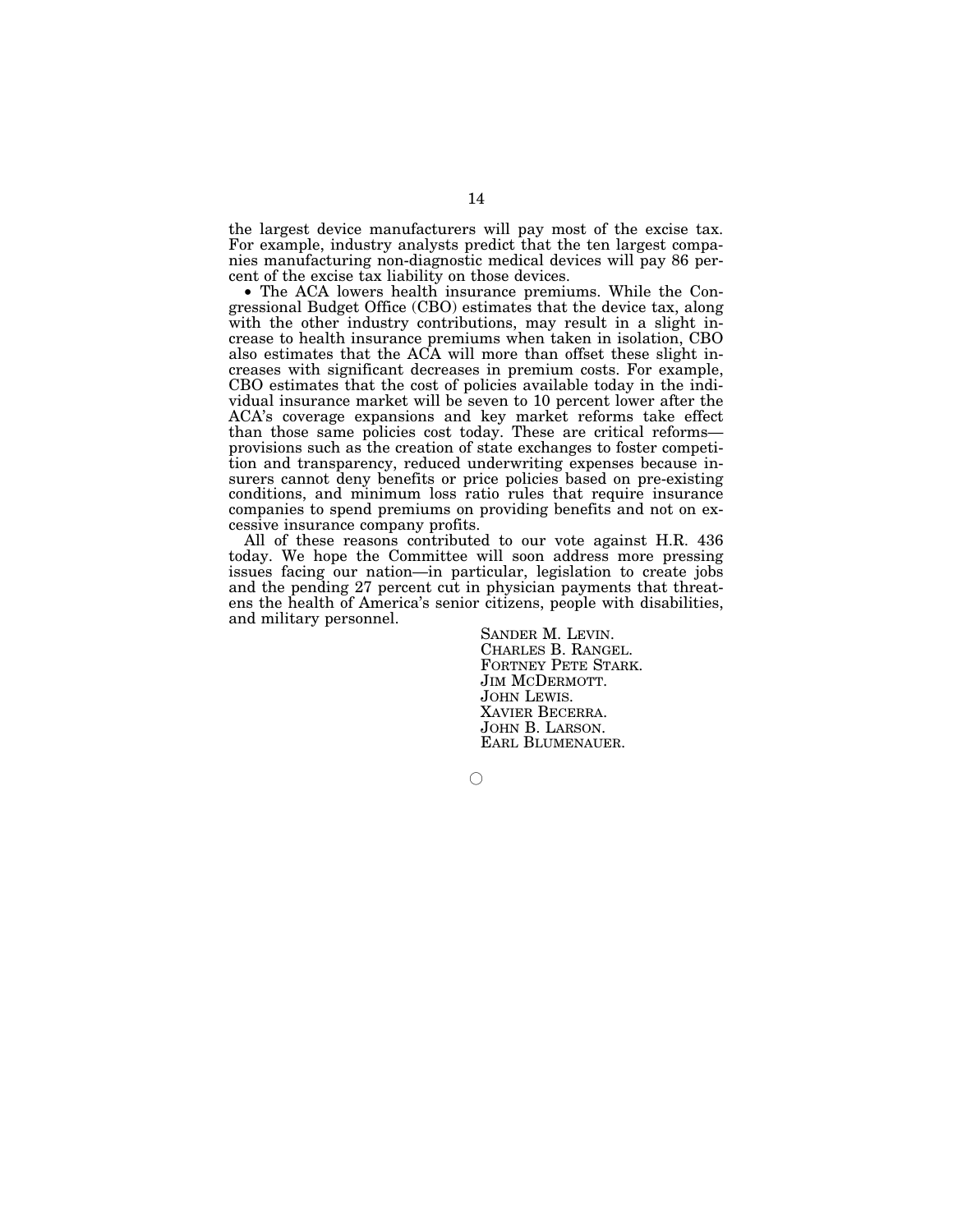the largest device manufacturers will pay most of the excise tax. For example, industry analysts predict that the ten largest companies manufacturing non-diagnostic medical devices will pay 86 percent of the excise tax liability on those devices.

- The ACA lowers health insurance premiums. While the Congressional Budget Office (CBO) estimates that the device tax, along with the other industry contributions, may result in a slight increase to health insurance premiums when taken in isolation, CBO also estimates that the ACA will more than offset these slight increases with significant decreases in premium costs. For example, CBO estimates that the cost of policies available today in the individual insurance market will be seven to 10 percent lower after the ACA's coverage expansions and key market reforms take effect than those same policies cost today. These are critical reforms—provisions such as the creation of state exchanges to foster competition and transparency, reduced underwriting expenses because insurers cannot deny benefits or price policies based on pre-existing conditions, and minimum loss ratio rules that require insurance companies to spend premiums on providing benefits and not on excessive insurance company profits.

All of these reasons contributed to our vote against H.R. 436 today. We hope the Committee will soon address more pressing issues facing our nation—in particular, legislation to create jobs and the pending 27 percent cut in physician payments that threatens the health of America's senior citizens, people with disabilities, and military personnel.

SANDER M. LEVIN.
CHARLES B. RANGEL.
FORTNEY PETE STARK.
JIM MCDERMOTT.
JOHN LEWIS.
XAVIER BECERRA.
JOHN B. LARSON.
EARL BLUMENAUER.